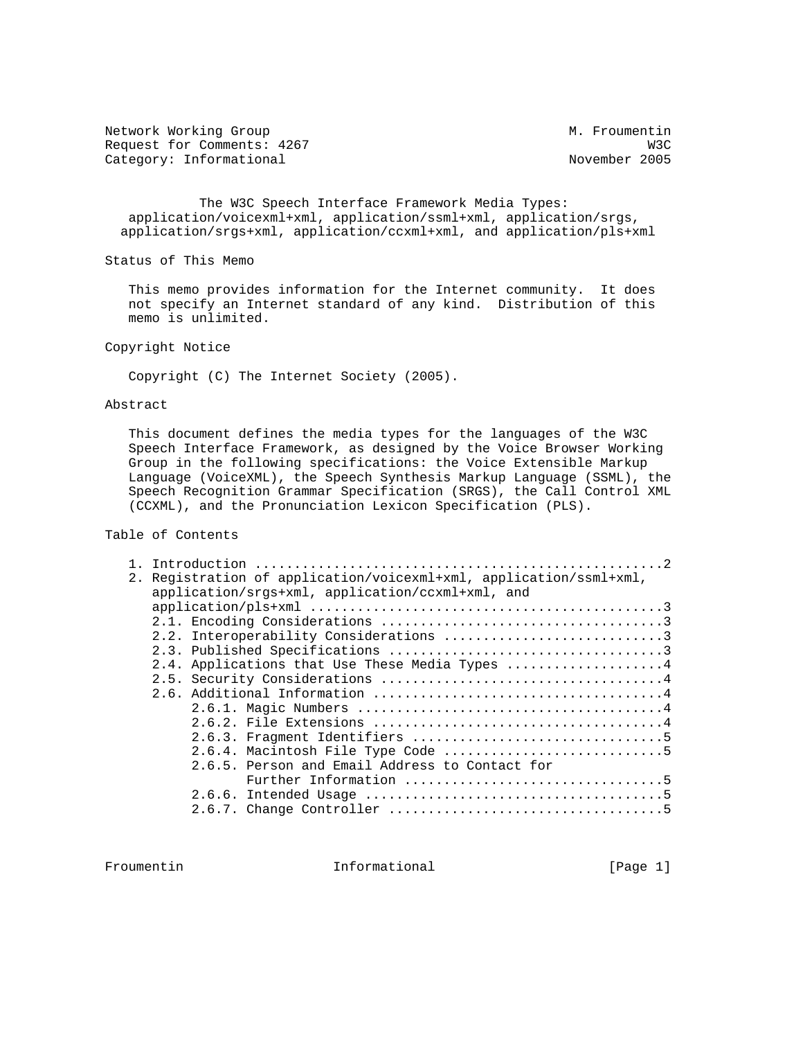Network Working Group                                      M. Froumentin
Request for Comments: 4267                                           W3C
Category: Informational                                    November 2005

# The W3C Speech Interface Framework Media Types: application/voicexml+xml, application/ssml+xml, application/srgs, application/srgs+xml, application/ccxml+xml, and application/pls+xml

## Status of This Memo

This memo provides information for the Internet community. It does not specify an Internet standard of any kind. Distribution of this memo is unlimited.

## Copyright Notice

Copyright (C) The Internet Society (2005).

## Abstract

This document defines the media types for the languages of the W3C Speech Interface Framework, as designed by the Voice Browser Working Group in the following specifications: the Voice Extensible Markup Language (VoiceXML), the Speech Synthesis Markup Language (SSML), the Speech Recognition Grammar Specification (SRGS), the Call Control XML (CCXML), and the Pronunciation Lexicon Specification (PLS).

## Table of Contents

```
1. Introduction ....................................................2
2. Registration of application/voicexml+xml, application/ssml+xml,
   application/srgs+xml, application/ccxml+xml, and
   application/pls+xml ............................................3
   2.1. Encoding Considerations ...................................3
   2.2. Interoperability Considerations ...........................3
   2.3. Published Specifications ..................................3
   2.4. Applications that Use These Media Types ...................4
   2.5. Security Considerations ...................................4
   2.6. Additional Information ....................................4
        2.6.1. Magic Numbers ......................................4
        2.6.2. File Extensions ....................................4
        2.6.3. Fragment Identifiers ...............................5
        2.6.4. Macintosh File Type Code ...........................5
        2.6.5. Person and Email Address to Contact for
               Further Information ................................5
        2.6.6. Intended Usage .....................................5
        2.6.7. Change Controller ..................................5
```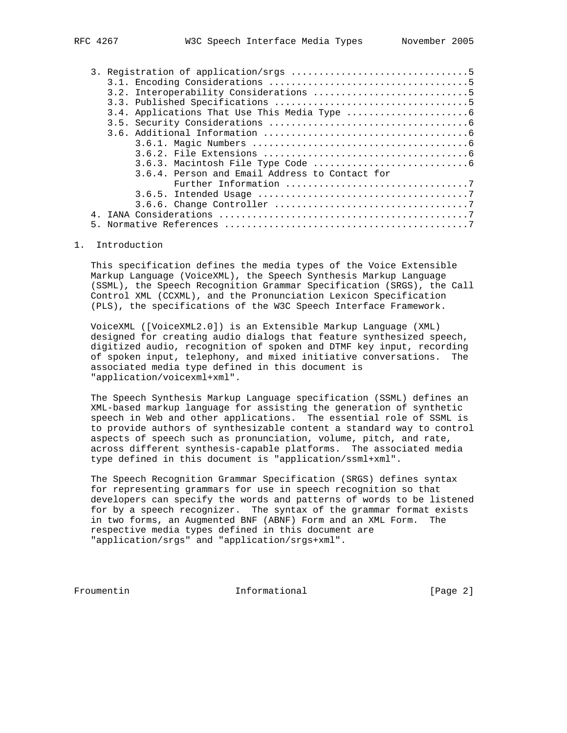3. Registration of application/srgs ...............................5
      3.1. Encoding Considerations ...................................5
      3.2. Interoperability Considerations ...........................5
      3.3. Published Specifications ..................................5
      3.4. Applications That Use This Media Type .....................6
      3.5. Security Considerations ...................................6
      3.6. Additional Information ....................................6
           3.6.1. Magic Numbers ......................................6
           3.6.2. File Extensions ....................................6
           3.6.3. Macintosh File Type Code ...........................6
           3.6.4. Person and Email Address to Contact for
                  Further Information ................................7
           3.6.5. Intended Usage .....................................7
           3.6.6. Change Controller ..................................7
   4. IANA Considerations ............................................7
   5. Normative References ...........................................7

## 1. Introduction

This specification defines the media types of the Voice Extensible Markup Language (VoiceXML), the Speech Synthesis Markup Language (SSML), the Speech Recognition Grammar Specification (SRGS), the Call Control XML (CCXML), and the Pronunciation Lexicon Specification (PLS), the specifications of the W3C Speech Interface Framework.

VoiceXML ([VoiceXML2.0]) is an Extensible Markup Language (XML) designed for creating audio dialogs that feature synthesized speech, digitized audio, recognition of spoken and DTMF key input, recording of spoken input, telephony, and mixed initiative conversations. The associated media type defined in this document is "application/voicexml+xml".

The Speech Synthesis Markup Language specification (SSML) defines an XML-based markup language for assisting the generation of synthetic speech in Web and other applications. The essential role of SSML is to provide authors of synthesizable content a standard way to control aspects of speech such as pronunciation, volume, pitch, and rate, across different synthesis-capable platforms. The associated media type defined in this document is "application/ssml+xml".

The Speech Recognition Grammar Specification (SRGS) defines syntax for representing grammars for use in speech recognition so that developers can specify the words and patterns of words to be listened for by a speech recognizer. The syntax of the grammar format exists in two forms, an Augmented BNF (ABNF) Form and an XML Form. The respective media types defined in this document are "application/srgs" and "application/srgs+xml".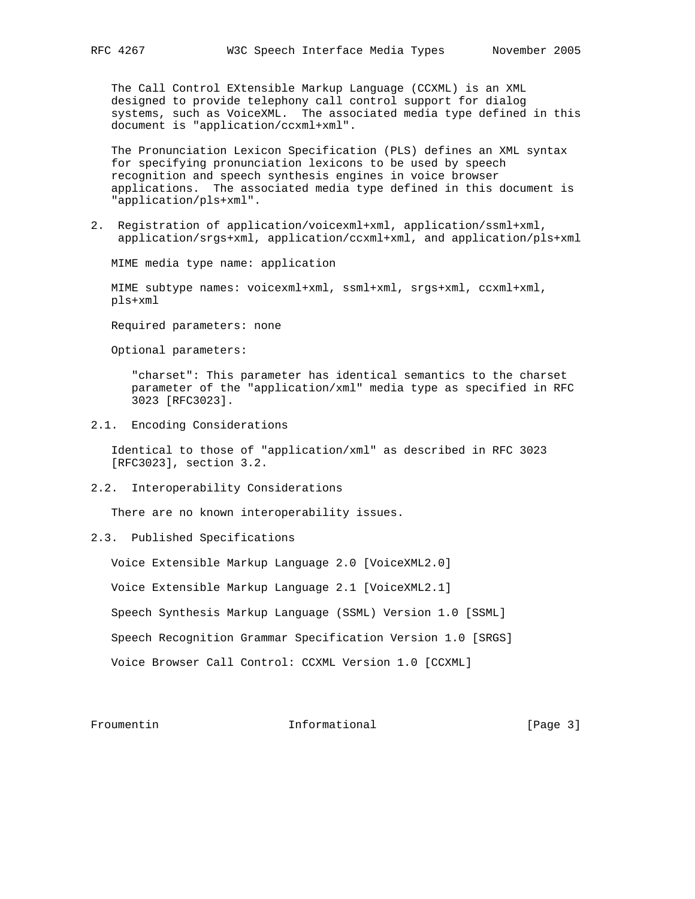The Call Control EXtensible Markup Language (CCXML) is an XML designed to provide telephony call control support for dialog systems, such as VoiceXML. The associated media type defined in this document is "application/ccxml+xml".

The Pronunciation Lexicon Specification (PLS) defines an XML syntax for specifying pronunciation lexicons to be used by speech recognition and speech synthesis engines in voice browser applications. The associated media type defined in this document is "application/pls+xml".

## 2. Registration of application/voicexml+xml, application/ssml+xml, application/srgs+xml, application/ccxml+xml, and application/pls+xml

MIME media type name: application

MIME subtype names: voicexml+xml, ssml+xml, srgs+xml, ccxml+xml, pls+xml

Required parameters: none

Optional parameters:

"charset": This parameter has identical semantics to the charset parameter of the "application/xml" media type as specified in RFC 3023 [RFC3023].

### 2.1. Encoding Considerations

Identical to those of "application/xml" as described in RFC 3023 [RFC3023], section 3.2.

### 2.2. Interoperability Considerations

There are no known interoperability issues.

### 2.3. Published Specifications

Voice Extensible Markup Language 2.0 [VoiceXML2.0]

Voice Extensible Markup Language 2.1 [VoiceXML2.1]

Speech Synthesis Markup Language (SSML) Version 1.0 [SSML]

Speech Recognition Grammar Specification Version 1.0 [SRGS]

Voice Browser Call Control: CCXML Version 1.0 [CCXML]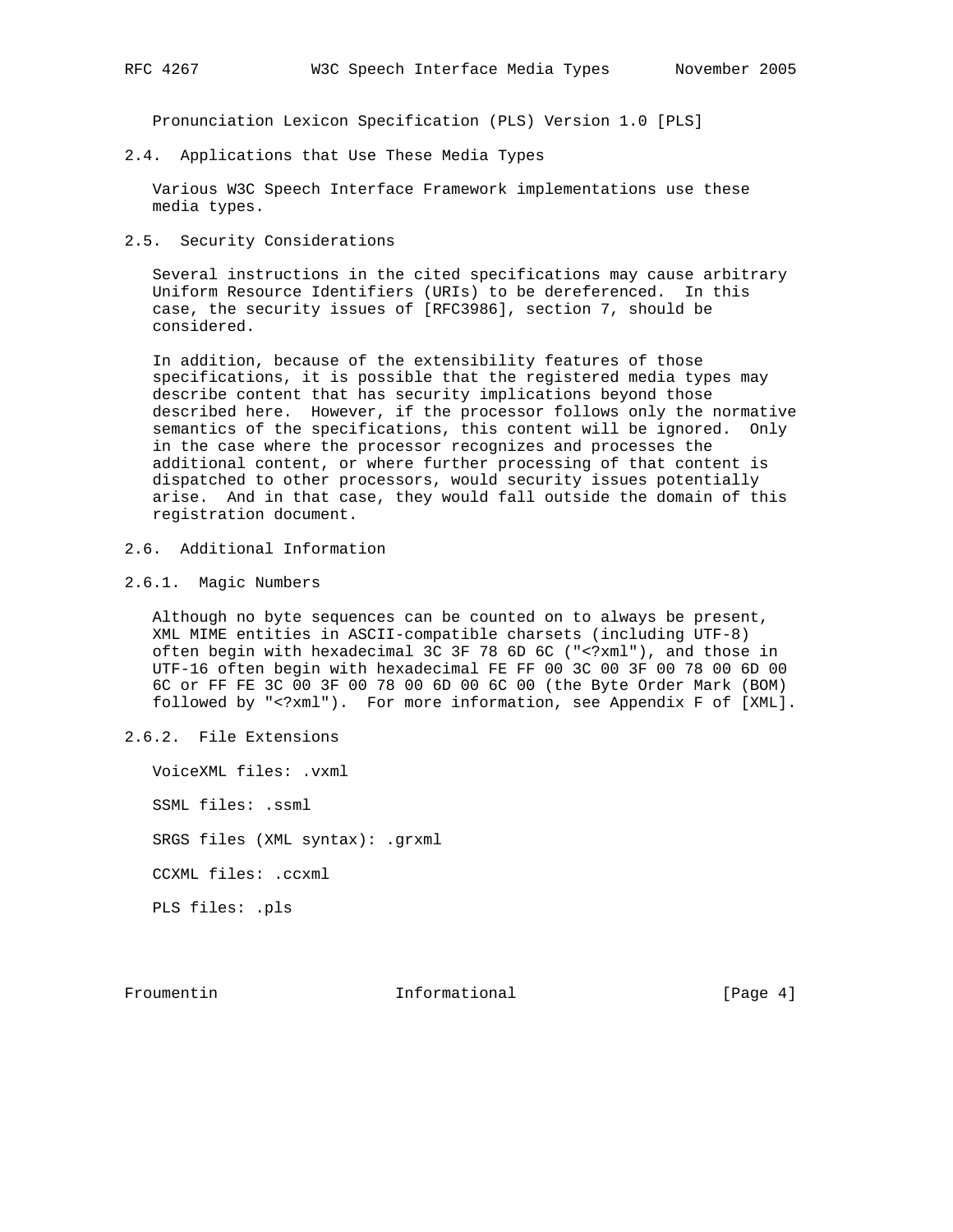Pronunciation Lexicon Specification (PLS) Version 1.0 [PLS]

## 2.4. Applications that Use These Media Types

Various W3C Speech Interface Framework implementations use these media types.

## 2.5. Security Considerations

Several instructions in the cited specifications may cause arbitrary Uniform Resource Identifiers (URIs) to be dereferenced. In this case, the security issues of [RFC3986], section 7, should be considered.

In addition, because of the extensibility features of those specifications, it is possible that the registered media types may describe content that has security implications beyond those described here. However, if the processor follows only the normative semantics of the specifications, this content will be ignored. Only in the case where the processor recognizes and processes the additional content, or where further processing of that content is dispatched to other processors, would security issues potentially arise. And in that case, they would fall outside the domain of this registration document.

## 2.6. Additional Information

### 2.6.1. Magic Numbers

Although no byte sequences can be counted on to always be present, XML MIME entities in ASCII-compatible charsets (including UTF-8) often begin with hexadecimal 3C 3F 78 6D 6C ("<?xml"), and those in UTF-16 often begin with hexadecimal FE FF 00 3C 00 3F 00 78 00 6D 00 6C or FF FE 3C 00 3F 00 78 00 6D 00 6C 00 (the Byte Order Mark (BOM) followed by "<?xml"). For more information, see Appendix F of [XML].

### 2.6.2. File Extensions

VoiceXML files: .vxml

SSML files: .ssml

SRGS files (XML syntax): .grxml

CCXML files: .ccxml

PLS files: .pls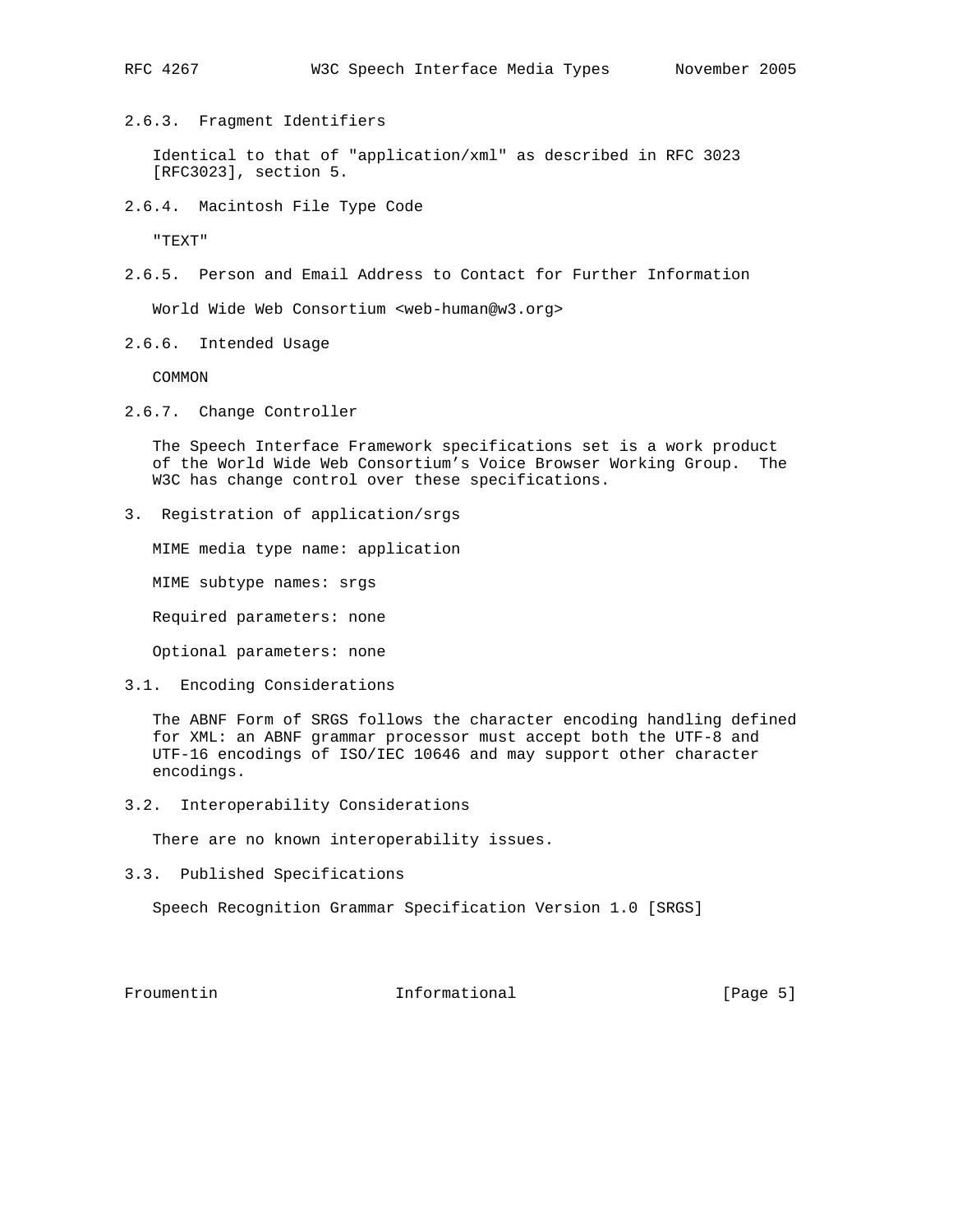### 2.6.3. Fragment Identifiers

Identical to that of "application/xml" as described in RFC 3023 [RFC3023], section 5.

### 2.6.4. Macintosh File Type Code

"TEXT"

### 2.6.5. Person and Email Address to Contact for Further Information

World Wide Web Consortium <web-human@w3.org>

### 2.6.6. Intended Usage

COMMON

### 2.6.7. Change Controller

The Speech Interface Framework specifications set is a work product of the World Wide Web Consortium’s Voice Browser Working Group. The W3C has change control over these specifications.

## 3. Registration of application/srgs

MIME media type name: application

MIME subtype names: srgs

Required parameters: none

Optional parameters: none

### 3.1. Encoding Considerations

The ABNF Form of SRGS follows the character encoding handling defined for XML: an ABNF grammar processor must accept both the UTF-8 and UTF-16 encodings of ISO/IEC 10646 and may support other character encodings.

### 3.2. Interoperability Considerations

There are no known interoperability issues.

### 3.3. Published Specifications

Speech Recognition Grammar Specification Version 1.0 [SRGS]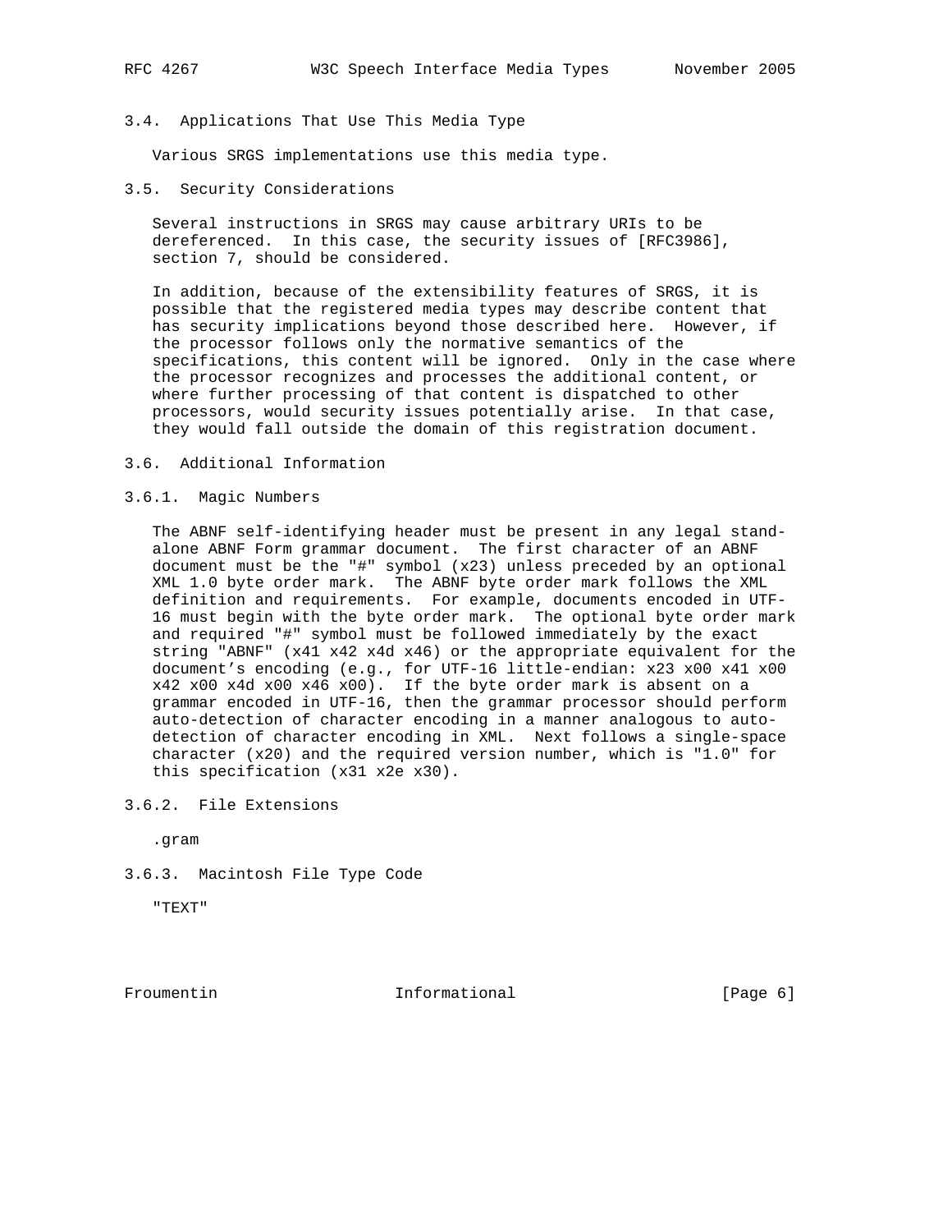### 3.4. Applications That Use This Media Type

Various SRGS implementations use this media type.

### 3.5. Security Considerations

Several instructions in SRGS may cause arbitrary URIs to be dereferenced. In this case, the security issues of [RFC3986], section 7, should be considered.

In addition, because of the extensibility features of SRGS, it is possible that the registered media types may describe content that has security implications beyond those described here. However, if the processor follows only the normative semantics of the specifications, this content will be ignored. Only in the case where the processor recognizes and processes the additional content, or where further processing of that content is dispatched to other processors, would security issues potentially arise. In that case, they would fall outside the domain of this registration document.

### 3.6. Additional Information

#### 3.6.1. Magic Numbers

The ABNF self-identifying header must be present in any legal stand-alone ABNF Form grammar document. The first character of an ABNF document must be the "#" symbol (x23) unless preceded by an optional XML 1.0 byte order mark. The ABNF byte order mark follows the XML definition and requirements. For example, documents encoded in UTF-16 must begin with the byte order mark. The optional byte order mark and required "#" symbol must be followed immediately by the exact string "ABNF" (x41 x42 x4d x46) or the appropriate equivalent for the document's encoding (e.g., for UTF-16 little-endian: x23 x00 x41 x00 x42 x00 x4d x00 x46 x00). If the byte order mark is absent on a grammar encoded in UTF-16, then the grammar processor should perform auto-detection of character encoding in a manner analogous to auto-detection of character encoding in XML. Next follows a single-space character (x20) and the required version number, which is "1.0" for this specification (x31 x2e x30).

#### 3.6.2. File Extensions

.gram

#### 3.6.3. Macintosh File Type Code

"TEXT"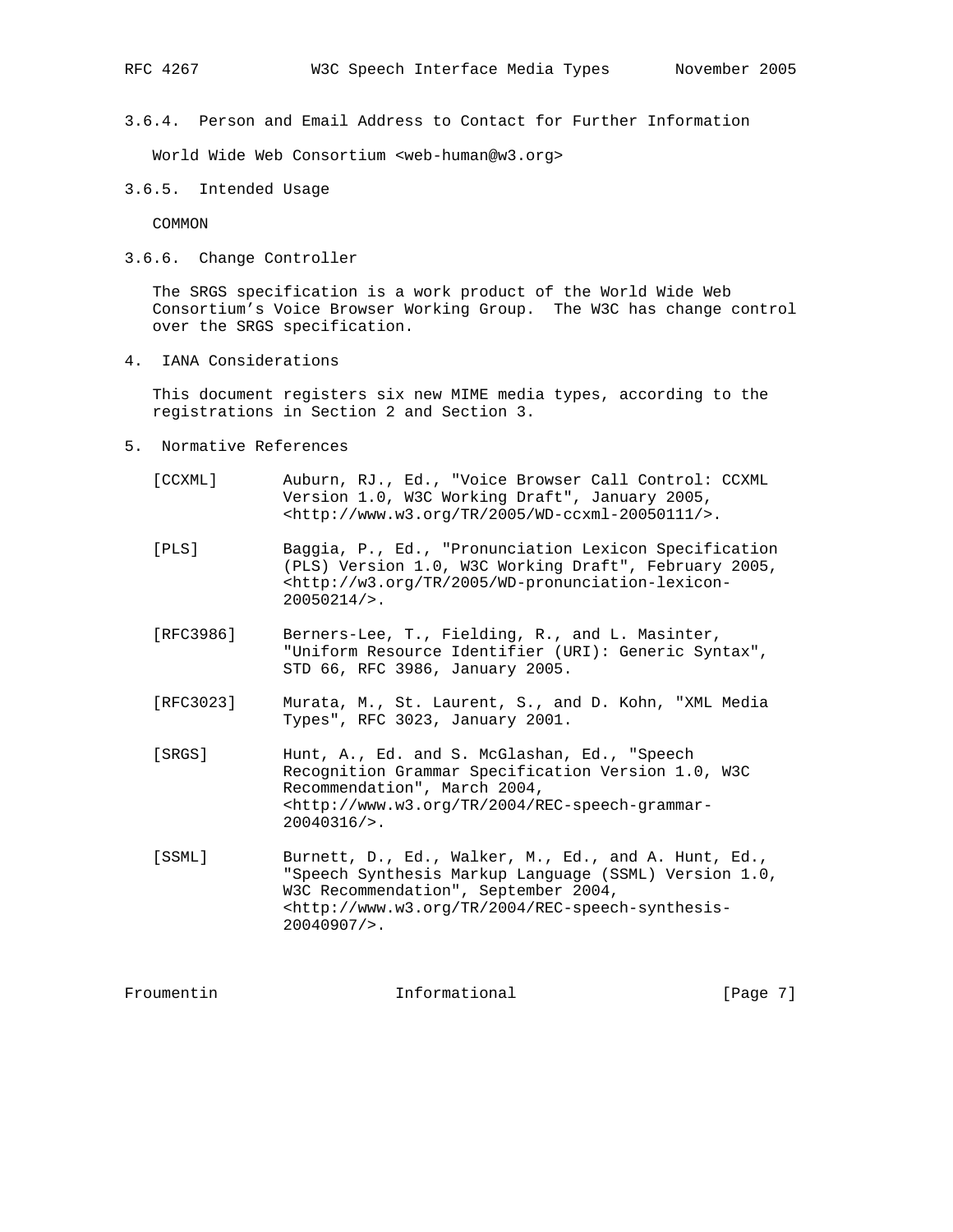### 3.6.4. Person and Email Address to Contact for Further Information

World Wide Web Consortium <web-human@w3.org>

### 3.6.5. Intended Usage

COMMON

### 3.6.6. Change Controller

The SRGS specification is a work product of the World Wide Web Consortium’s Voice Browser Working Group. The W3C has change control over the SRGS specification.

## 4. IANA Considerations

This document registers six new MIME media types, according to the registrations in Section 2 and Section 3.

## 5. Normative References

[CCXML] Auburn, RJ., Ed., "Voice Browser Call Control: CCXML Version 1.0, W3C Working Draft", January 2005, <http://www.w3.org/TR/2005/WD-ccxml-20050111/>.

[PLS] Baggia, P., Ed., "Pronunciation Lexicon Specification (PLS) Version 1.0, W3C Working Draft", February 2005, <http://w3.org/TR/2005/WD-pronunciation-lexicon-20050214/>.

[RFC3986] Berners-Lee, T., Fielding, R., and L. Masinter, "Uniform Resource Identifier (URI): Generic Syntax", STD 66, RFC 3986, January 2005.

[RFC3023] Murata, M., St. Laurent, S., and D. Kohn, "XML Media Types", RFC 3023, January 2001.

[SRGS] Hunt, A., Ed. and S. McGlashan, Ed., "Speech Recognition Grammar Specification Version 1.0, W3C Recommendation", March 2004, <http://www.w3.org/TR/2004/REC-speech-grammar-20040316/>.

[SSML] Burnett, D., Ed., Walker, M., Ed., and A. Hunt, Ed., "Speech Synthesis Markup Language (SSML) Version 1.0, W3C Recommendation", September 2004, <http://www.w3.org/TR/2004/REC-speech-synthesis-20040907/>.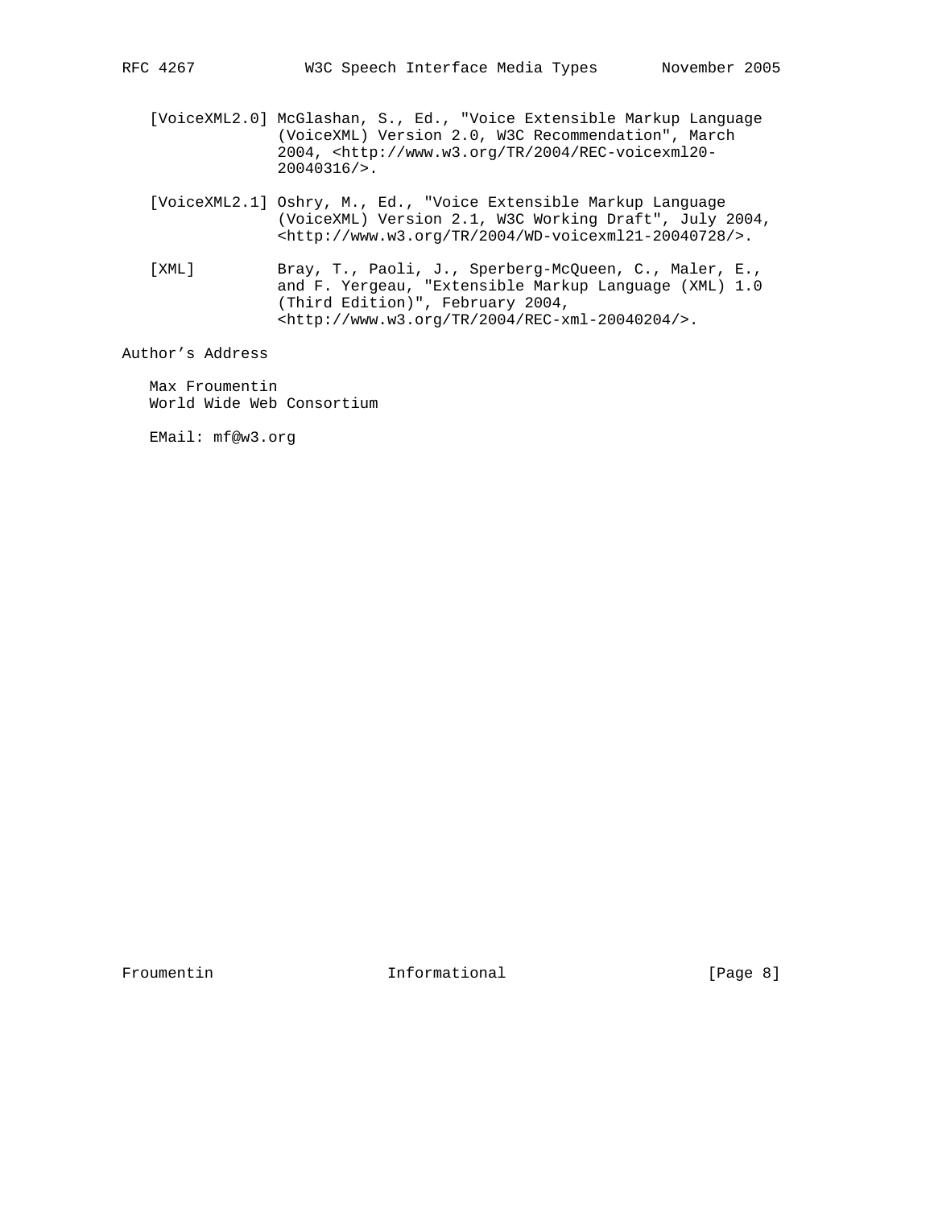[VoiceXML2.0] McGlashan, S., Ed., "Voice Extensible Markup Language (VoiceXML) Version 2.0, W3C Recommendation", March 2004, <http://www.w3.org/TR/2004/REC-voicexml20-20040316/>.

[VoiceXML2.1] Oshry, M., Ed., "Voice Extensible Markup Language (VoiceXML) Version 2.1, W3C Working Draft", July 2004, <http://www.w3.org/TR/2004/WD-voicexml21-20040728/>.

[XML] Bray, T., Paoli, J., Sperberg-McQueen, C., Maler, E., and F. Yergeau, "Extensible Markup Language (XML) 1.0 (Third Edition)", February 2004, <http://www.w3.org/TR/2004/REC-xml-20040204/>.

Author's Address

Max Froumentin
World Wide Web Consortium

EMail: mf@w3.org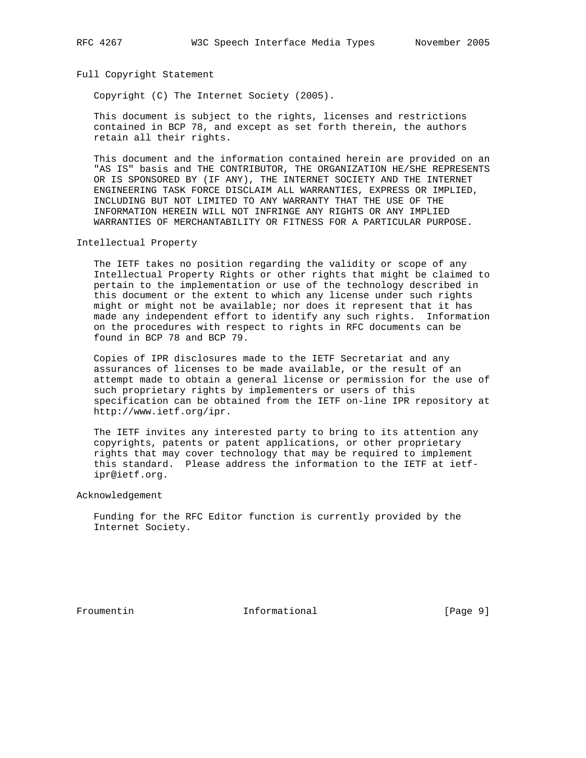## Full Copyright Statement

Copyright (C) The Internet Society (2005).

This document is subject to the rights, licenses and restrictions contained in BCP 78, and except as set forth therein, the authors retain all their rights.

This document and the information contained herein are provided on an "AS IS" basis and THE CONTRIBUTOR, THE ORGANIZATION HE/SHE REPRESENTS OR IS SPONSORED BY (IF ANY), THE INTERNET SOCIETY AND THE INTERNET ENGINEERING TASK FORCE DISCLAIM ALL WARRANTIES, EXPRESS OR IMPLIED, INCLUDING BUT NOT LIMITED TO ANY WARRANTY THAT THE USE OF THE INFORMATION HEREIN WILL NOT INFRINGE ANY RIGHTS OR ANY IMPLIED WARRANTIES OF MERCHANTABILITY OR FITNESS FOR A PARTICULAR PURPOSE.

## Intellectual Property

The IETF takes no position regarding the validity or scope of any Intellectual Property Rights or other rights that might be claimed to pertain to the implementation or use of the technology described in this document or the extent to which any license under such rights might or might not be available; nor does it represent that it has made any independent effort to identify any such rights. Information on the procedures with respect to rights in RFC documents can be found in BCP 78 and BCP 79.

Copies of IPR disclosures made to the IETF Secretariat and any assurances of licenses to be made available, or the result of an attempt made to obtain a general license or permission for the use of such proprietary rights by implementers or users of this specification can be obtained from the IETF on-line IPR repository at http://www.ietf.org/ipr.

The IETF invites any interested party to bring to its attention any copyrights, patents or patent applications, or other proprietary rights that may cover technology that may be required to implement this standard. Please address the information to the IETF at ietf-ipr@ietf.org.

## Acknowledgement

Funding for the RFC Editor function is currently provided by the Internet Society.